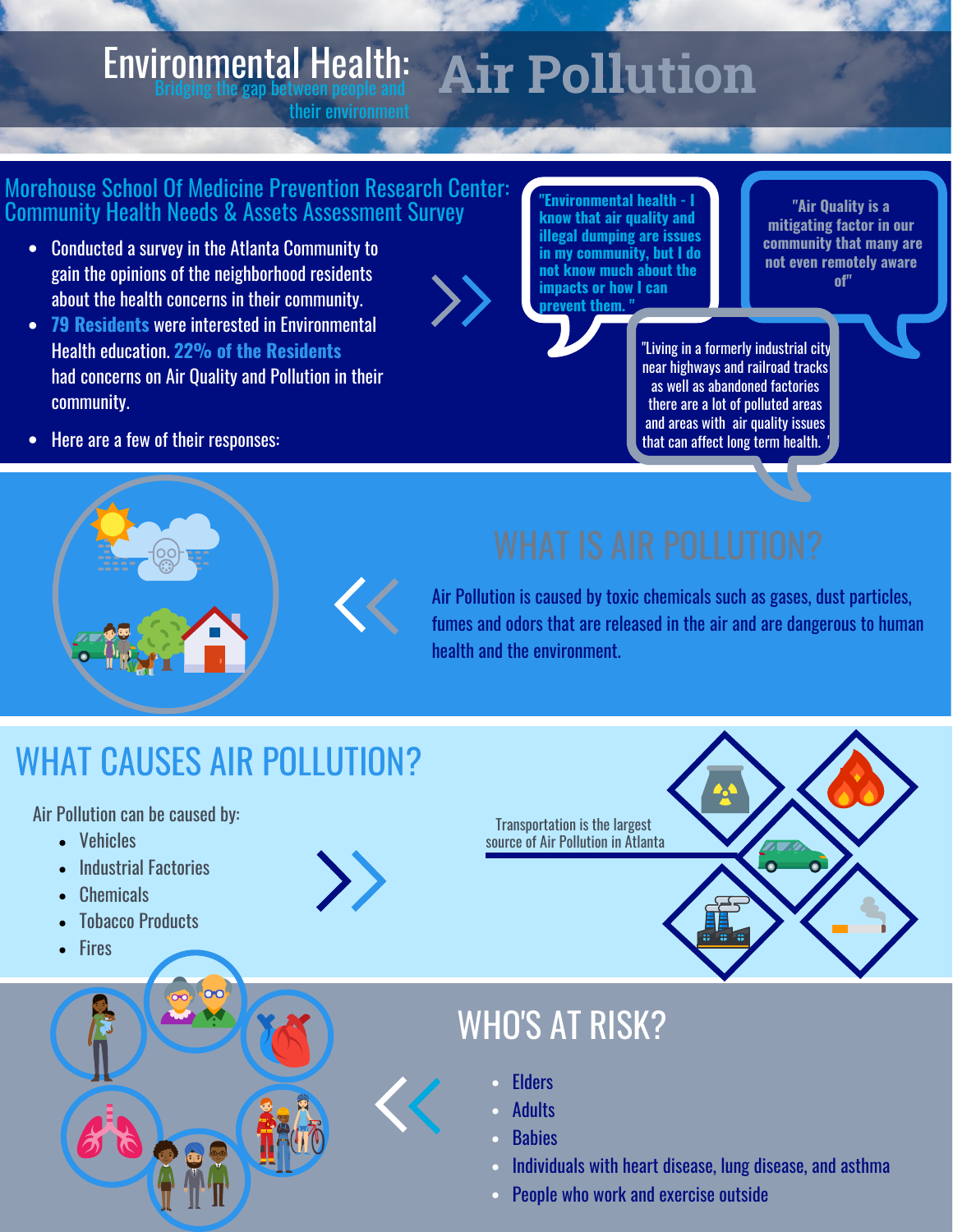# Environmental Health: Air Pollution

Bridging the gap between people and their environment

## Morehouse School Of Medicine Prevention Research Center: Community Health Needs & Assets Assessment Survey

- Conducted a survey in the Atlanta Community to gain the opinions of the neighborhood residents about the health concerns in their community.
- **79 Residents** were interested in Environmental Health education. **22% of the Residents** had concerns on Air Quality and Pollution in their community.
- Here are a few of their responses:

> **"Environmental health - I know that air quality and illegal dumping are issues in my community, but I do not know much about the impacts or how I can prevent them."**

> **"Air Quality is a mitigating factor in our community that many are not even remotely aware of"**

> "Living in a formerly industrial city near highways and railroad tracks as well as abandoned factories there are a lot of polluted areas and areas with air quality issues that can affect long term health."

## WHAT IS AIR POLLUTION?

Air Pollution is caused by toxic chemicals such as gases, dust particles, fumes and odors that are released in the air and are dangerous to human health and the environment.

## WHAT CAUSES AIR POLLUTION?

Air Pollution can be caused by:

- Vehicles
- Industrial Factories
- Chemicals
- Tobacco Products
- Fires

Transportation is the largest source of Air Pollution in Atlanta

## WHO'S AT RISK?

- Elders
- Adults
- Babies
- Individuals with heart disease, lung disease, and asthma
- People who work and exercise outside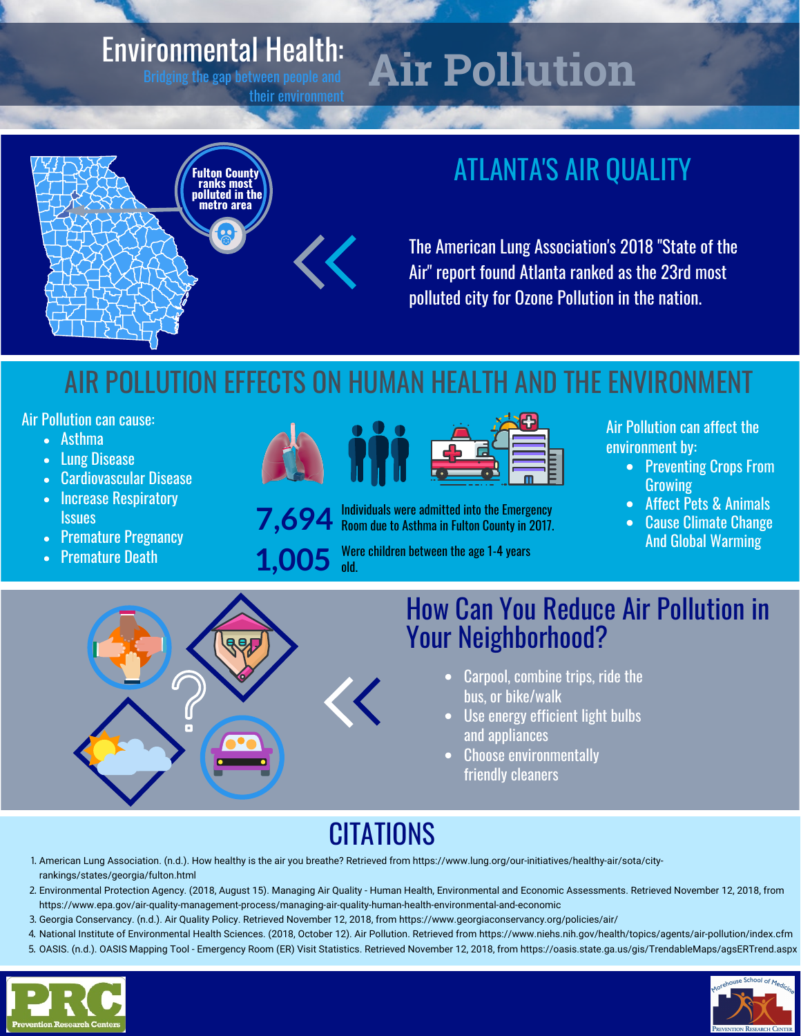# Environmental Health: Air Pollution

Bridging the gap between people and their environment

Fulton County ranks most polluted in the metro area

## ATLANTA'S AIR QUALITY

The American Lung Association's 2018 "State of the Air" report found Atlanta ranked as the 23rd most polluted city for Ozone Pollution in the nation.

## AIR POLLUTION EFFECTS ON HUMAN HEALTH AND THE ENVIRONMENT

Air Pollution can cause:

- Asthma
- Lung Disease
- Cardiovascular Disease
- Increase Respiratory Issues
- Premature Pregnancy
- Premature Death

**7,694** Individuals were admitted into the Emergency Room due to Asthma in Fulton County in 2017.

**1,005** Were children between the age 1-4 years old.

Air Pollution can affect the environment by:

- Preventing Crops From Growing
- Affect Pets & Animals
- Cause Climate Change And Global Warming

## How Can You Reduce Air Pollution in Your Neighborhood?

- Carpool, combine trips, ride the bus, or bike/walk
- Use energy efficient light bulbs and appliances
- Choose environmentally friendly cleaners

## CITATIONS

1. American Lung Association. (n.d.). How healthy is the air you breathe? Retrieved from https://www.lung.org/our-initiatives/healthy-air/sota/city-rankings/states/georgia/fulton.html
2. Environmental Protection Agency. (2018, August 15). Managing Air Quality - Human Health, Environmental and Economic Assessments. Retrieved November 12, 2018, from https://www.epa.gov/air-quality-management-process/managing-air-quality-human-health-environmental-and-economic
3. Georgia Conservancy. (n.d.). Air Quality Policy. Retrieved November 12, 2018, from https://www.georgiaconservancy.org/policies/air/
4. National Institute of Environmental Health Sciences. (2018, October 12). Air Pollution. Retrieved from https://www.niehs.nih.gov/health/topics/agents/air-pollution/index.cfm
5. OASIS. (n.d.). OASIS Mapping Tool - Emergency Room (ER) Visit Statistics. Retrieved November 12, 2018, from https://oasis.state.ga.us/gis/TrendableMaps/agsERTrend.aspx

PRC Prevention Research Centers

Morehouse School of Medicine Prevention Research Center